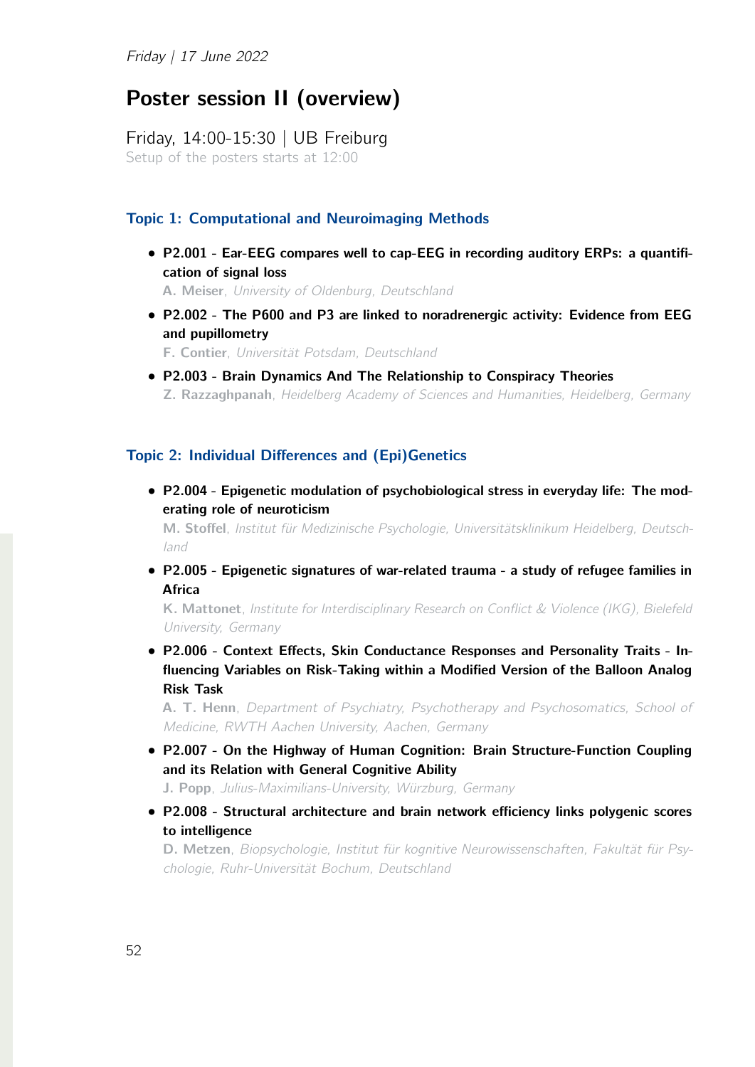*Friday | 17 June 2022*

# Poster session II (overview)

Friday, 14:00-15:30 | UB Freiburg

Setup of the posters starts at 12:00

### Topic 1: Computational and Neuroimaging Methods

- **P2.001 - Ear-EEG compares well to cap-EEG in recording auditory ERPs: a quantification of signal loss**
  **A. Meiser**, *University of Oldenburg, Deutschland*
- **P2.002 - The P600 and P3 are linked to noradrenergic activity: Evidence from EEG and pupillometry**
  **F. Contier**, *Universität Potsdam, Deutschland*
- **P2.003 - Brain Dynamics And The Relationship to Conspiracy Theories**
  **Z. Razzaghpanah**, *Heidelberg Academy of Sciences and Humanities, Heidelberg, Germany*

### Topic 2: Individual Differences and (Epi)Genetics

- **P2.004 - Epigenetic modulation of psychobiological stress in everyday life: The moderating role of neuroticism**
  **M. Stoffel**, *Institut für Medizinische Psychologie, Universitätsklinikum Heidelberg, Deutschland*
- **P2.005 - Epigenetic signatures of war-related trauma - a study of refugee families in Africa**
  **K. Mattonet**, *Institute for Interdisciplinary Research on Conflict & Violence (IKG), Bielefeld University, Germany*
- **P2.006 - Context Effects, Skin Conductance Responses and Personality Traits - Influencing Variables on Risk-Taking within a Modified Version of the Balloon Analog Risk Task**
  **A. T. Henn**, *Department of Psychiatry, Psychotherapy and Psychosomatics, School of Medicine, RWTH Aachen University, Aachen, Germany*
- **P2.007 - On the Highway of Human Cognition: Brain Structure-Function Coupling and its Relation with General Cognitive Ability**
  **J. Popp**, *Julius-Maximilians-University, Würzburg, Germany*
- **P2.008 - Structural architecture and brain network efficiency links polygenic scores to intelligence**
  **D. Metzen**, *Biopsychologie, Institut für kognitive Neurowissenschaften, Fakultät für Psychologie, Ruhr-Universität Bochum, Deutschland*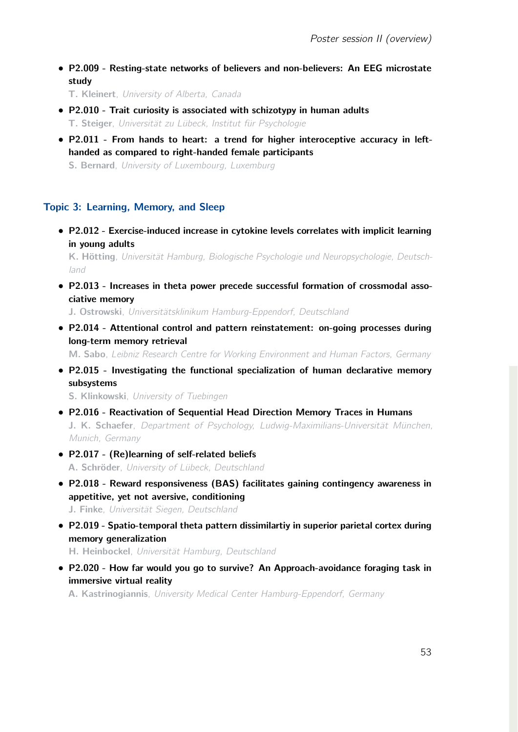- **P2.009 - Resting-state networks of believers and non-believers: An EEG microstate study**
  **T. Kleinert**, *University of Alberta, Canada*
- **P2.010 - Trait curiosity is associated with schizotypy in human adults**
  **T. Steiger**, *Universität zu Lübeck, Institut für Psychologie*
- **P2.011 - From hands to heart: a trend for higher interoceptive accuracy in left-handed as compared to right-handed female participants**
  **S. Bernard**, *University of Luxembourg, Luxemburg*

## Topic 3: Learning, Memory, and Sleep

- **P2.012 - Exercise-induced increase in cytokine levels correlates with implicit learning in young adults**
  **K. Hötting**, *Universität Hamburg, Biologische Psychologie und Neuropsychologie, Deutschland*
- **P2.013 - Increases in theta power precede successful formation of crossmodal associative memory**
  **J. Ostrowski**, *Universitätsklinikum Hamburg-Eppendorf, Deutschland*
- **P2.014 - Attentional control and pattern reinstatement: on-going processes during long-term memory retrieval**
  **M. Sabo**, *Leibniz Research Centre for Working Environment and Human Factors, Germany*
- **P2.015 - Investigating the functional specialization of human declarative memory subsystems**
  **S. Klinkowski**, *University of Tuebingen*
- **P2.016 - Reactivation of Sequential Head Direction Memory Traces in Humans**
  **J. K. Schaefer**, *Department of Psychology, Ludwig-Maximilians-Universität München, Munich, Germany*
- **P2.017 - (Re)learning of self-related beliefs**
  **A. Schröder**, *University of Lübeck, Deutschland*
- **P2.018 - Reward responsiveness (BAS) facilitates gaining contingency awareness in appetitive, yet not aversive, conditioning**
  **J. Finke**, *Universität Siegen, Deutschland*
- **P2.019 - Spatio-temporal theta pattern dissimilartiy in superior parietal cortex during memory generalization**
  **H. Heinbockel**, *Universität Hamburg, Deutschland*
- **P2.020 - How far would you go to survive? An Approach-avoidance foraging task in immersive virtual reality**
  **A. Kastrinogiannis**, *University Medical Center Hamburg-Eppendorf, Germany*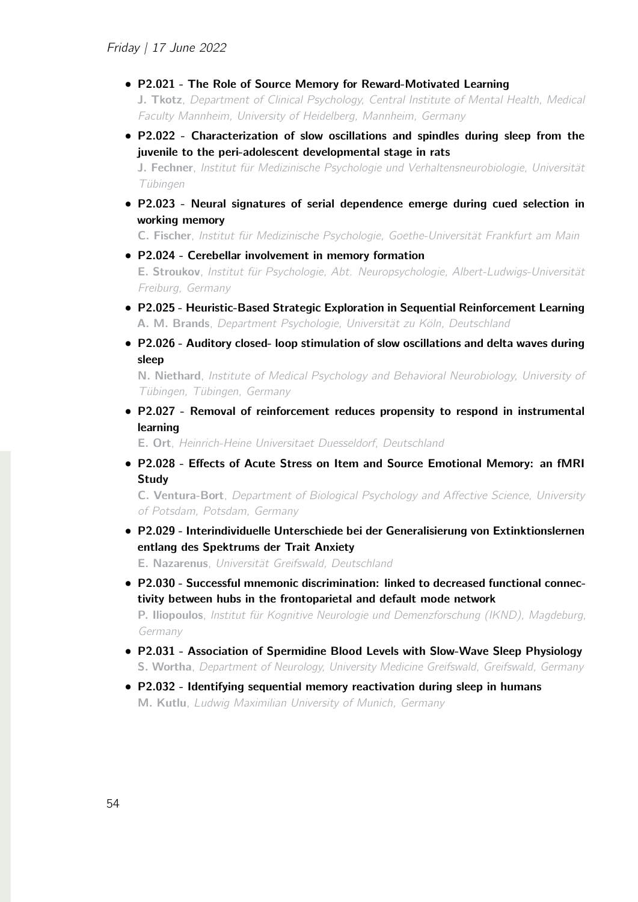- **P2.021 - The Role of Source Memory for Reward-Motivated Learning**
  **J. Tkotz**, *Department of Clinical Psychology, Central Institute of Mental Health, Medical Faculty Mannheim, University of Heidelberg, Mannheim, Germany*

- **P2.022 - Characterization of slow oscillations and spindles during sleep from the juvenile to the peri-adolescent developmental stage in rats**
  **J. Fechner**, *Institut für Medizinische Psychologie und Verhaltensneurobiologie, Universität Tübingen*

- **P2.023 - Neural signatures of serial dependence emerge during cued selection in working memory**
  **C. Fischer**, *Institut für Medizinische Psychologie, Goethe-Universität Frankfurt am Main*

- **P2.024 - Cerebellar involvement in memory formation**
  **E. Stroukov**, *Institut für Psychologie, Abt. Neuropsychologie, Albert-Ludwigs-Universität Freiburg, Germany*

- **P2.025 - Heuristic-Based Strategic Exploration in Sequential Reinforcement Learning**
  **A. M. Brands**, *Department Psychologie, Universität zu Köln, Deutschland*

- **P2.026 - Auditory closed- loop stimulation of slow oscillations and delta waves during sleep**
  **N. Niethard**, *Institute of Medical Psychology and Behavioral Neurobiology, University of Tübingen, Tübingen, Germany*

- **P2.027 - Removal of reinforcement reduces propensity to respond in instrumental learning**
  **E. Ort**, *Heinrich-Heine Universitaet Duesseldorf, Deutschland*

- **P2.028 - Effects of Acute Stress on Item and Source Emotional Memory: an fMRI Study**
  **C. Ventura-Bort**, *Department of Biological Psychology and Affective Science, University of Potsdam, Potsdam, Germany*

- **P2.029 - Interindividuelle Unterschiede bei der Generalisierung von Extinktionslernen entlang des Spektrums der Trait Anxiety**
  **E. Nazarenus**, *Universität Greifswald, Deutschland*

- **P2.030 - Successful mnemonic discrimination: linked to decreased functional connectivity between hubs in the frontoparietal and default mode network**
  **P. Iliopoulos**, *Institut für Kognitive Neurologie und Demenzforschung (IKND), Magdeburg, Germany*

- **P2.031 - Association of Spermidine Blood Levels with Slow-Wave Sleep Physiology**
  **S. Wortha**, *Department of Neurology, University Medicine Greifswald, Greifswald, Germany*

- **P2.032 - Identifying sequential memory reactivation during sleep in humans**
  **M. Kutlu**, *Ludwig Maximilian University of Munich, Germany*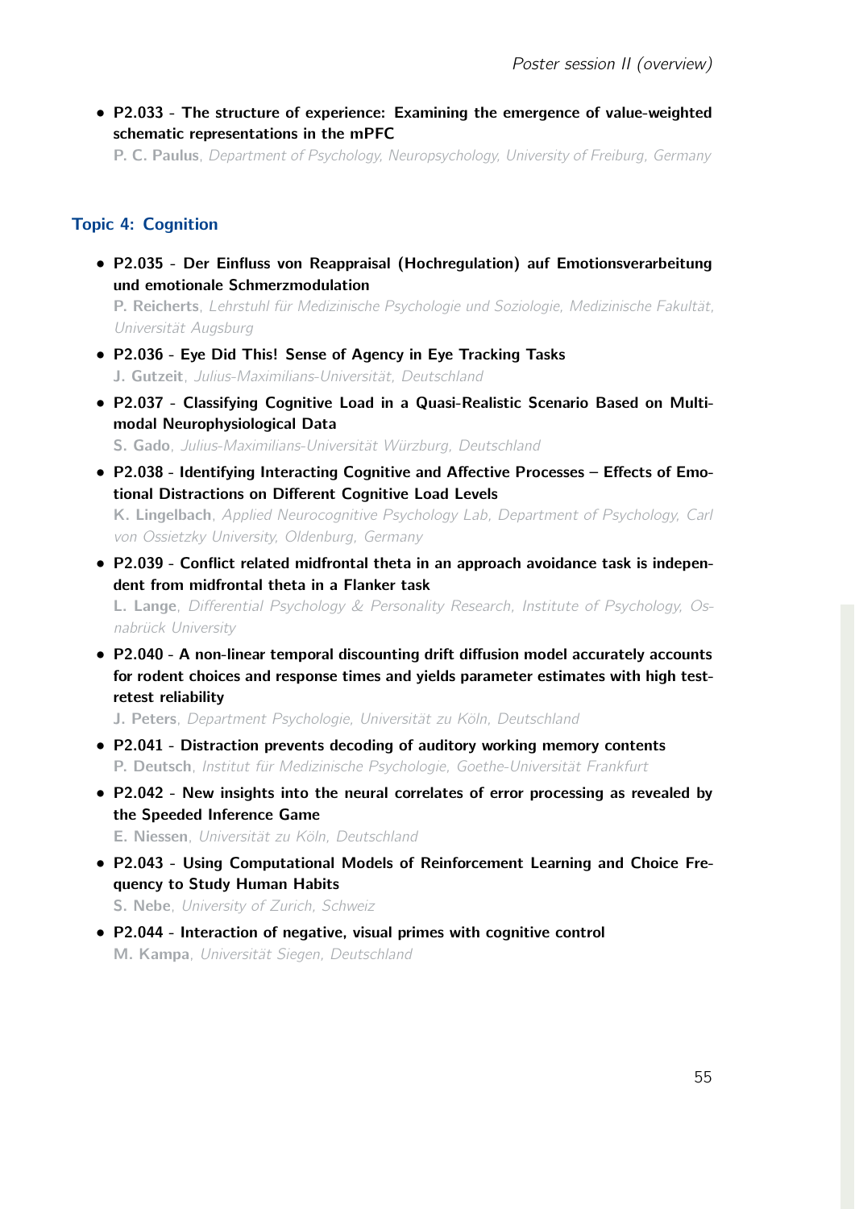- **P2.033 - The structure of experience: Examining the emergence of value-weighted schematic representations in the mPFC**
  **P. C. Paulus**, *Department of Psychology, Neuropsychology, University of Freiburg, Germany*

## Topic 4: Cognition

- **P2.035 - Der Einfluss von Reappraisal (Hochregulation) auf Emotionsverarbeitung und emotionale Schmerzmodulation**
  **P. Reicherts**, *Lehrstuhl für Medizinische Psychologie und Soziologie, Medizinische Fakultät, Universität Augsburg*
- **P2.036 - Eye Did This! Sense of Agency in Eye Tracking Tasks**
  **J. Gutzeit**, *Julius-Maximilians-Universität, Deutschland*
- **P2.037 - Classifying Cognitive Load in a Quasi-Realistic Scenario Based on Multimodal Neurophysiological Data**
  **S. Gado**, *Julius-Maximilians-Universität Würzburg, Deutschland*
- **P2.038 - Identifying Interacting Cognitive and Affective Processes – Effects of Emotional Distractions on Different Cognitive Load Levels**
  **K. Lingelbach**, *Applied Neurocognitive Psychology Lab, Department of Psychology, Carl von Ossietzky University, Oldenburg, Germany*
- **P2.039 - Conflict related midfrontal theta in an approach avoidance task is independent from midfrontal theta in a Flanker task**
  **L. Lange**, *Differential Psychology & Personality Research, Institute of Psychology, Osnabrück University*
- **P2.040 - A non-linear temporal discounting drift diffusion model accurately accounts for rodent choices and response times and yields parameter estimates with high test-retest reliability**
  **J. Peters**, *Department Psychologie, Universität zu Köln, Deutschland*
- **P2.041 - Distraction prevents decoding of auditory working memory contents**
  **P. Deutsch**, *Institut für Medizinische Psychologie, Goethe-Universität Frankfurt*
- **P2.042 - New insights into the neural correlates of error processing as revealed by the Speeded Inference Game**
  **E. Niessen**, *Universität zu Köln, Deutschland*
- **P2.043 - Using Computational Models of Reinforcement Learning and Choice Frequency to Study Human Habits**
  **S. Nebe**, *University of Zurich, Schweiz*
- **P2.044 - Interaction of negative, visual primes with cognitive control**
  **M. Kampa**, *Universität Siegen, Deutschland*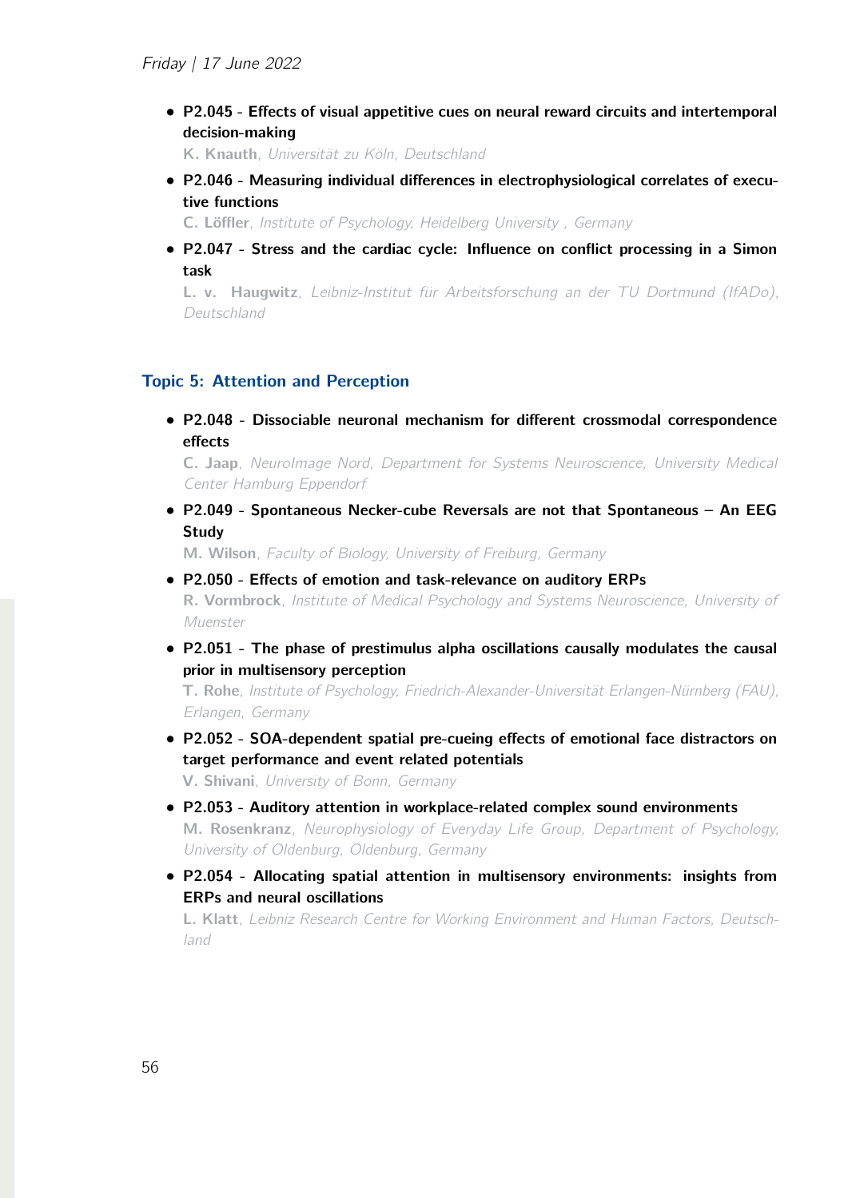- **P2.045 - Effects of visual appetitive cues on neural reward circuits and intertemporal decision-making**

  **K. Knauth**, *Universität zu Köln, Deutschland*

- **P2.046 - Measuring individual differences in electrophysiological correlates of executive functions**

  **C. Löffler**, *Institute of Psychology, Heidelberg University , Germany*

- **P2.047 - Stress and the cardiac cycle: Influence on conflict processing in a Simon task**

  **L. v. Haugwitz**, *Leibniz-Institut für Arbeitsforschung an der TU Dortmund (IfADo), Deutschland*

## Topic 5: Attention and Perception

- **P2.048 - Dissociable neuronal mechanism for different crossmodal correspondence effects**

  **C. Jaap**, *NeuroImage Nord, Department for Systems Neuroscience, University Medical Center Hamburg Eppendorf*

- **P2.049 - Spontaneous Necker-cube Reversals are not that Spontaneous – An EEG Study**

  **M. Wilson**, *Faculty of Biology, University of Freiburg, Germany*

- **P2.050 - Effects of emotion and task-relevance on auditory ERPs**

  **R. Vormbrock**, *Institute of Medical Psychology and Systems Neuroscience, University of Muenster*

- **P2.051 - The phase of prestimulus alpha oscillations causally modulates the causal prior in multisensory perception**

  **T. Rohe**, *Institute of Psychology, Friedrich-Alexander-Universität Erlangen-Nürnberg (FAU), Erlangen, Germany*

- **P2.052 - SOA-dependent spatial pre-cueing effects of emotional face distractors on target performance and event related potentials**

  **V. Shivani**, *University of Bonn, Germany*

- **P2.053 - Auditory attention in workplace-related complex sound environments**

  **M. Rosenkranz**, *Neurophysiology of Everyday Life Group, Department of Psychology, University of Oldenburg, Oldenburg, Germany*

- **P2.054 - Allocating spatial attention in multisensory environments: insights from ERPs and neural oscillations**

  **L. Klatt**, *Leibniz Research Centre for Working Environment and Human Factors, Deutschland*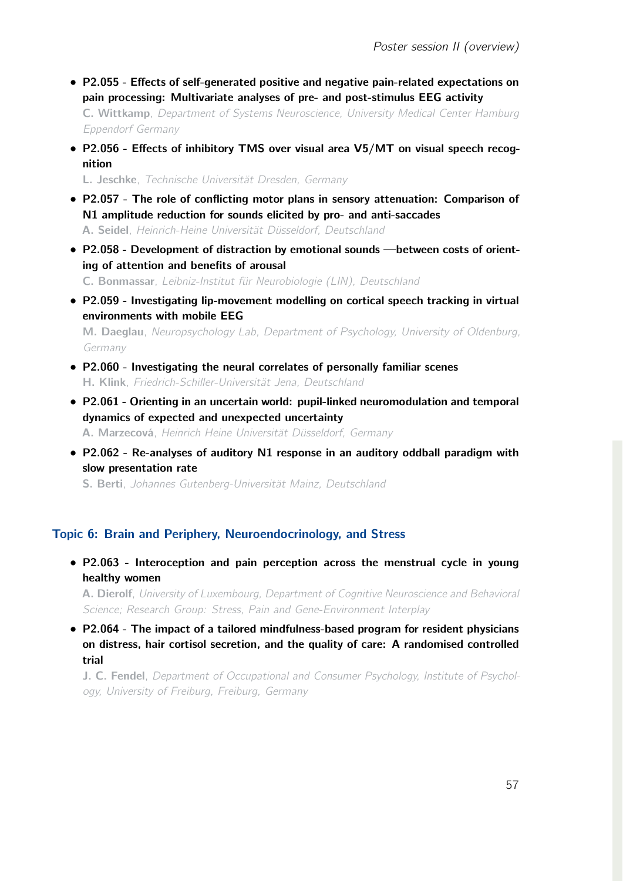- **P2.055 - Effects of self-generated positive and negative pain-related expectations on pain processing: Multivariate analyses of pre- and post-stimulus EEG activity**
  **C. Wittkamp**, *Department of Systems Neuroscience, University Medical Center Hamburg Eppendorf Germany*

- **P2.056 - Effects of inhibitory TMS over visual area V5/MT on visual speech recognition**
  **L. Jeschke**, *Technische Universität Dresden, Germany*

- **P2.057 - The role of conflicting motor plans in sensory attenuation: Comparison of N1 amplitude reduction for sounds elicited by pro- and anti-saccades**
  **A. Seidel**, *Heinrich-Heine Universität Düsseldorf, Deutschland*

- **P2.058 - Development of distraction by emotional sounds —between costs of orienting of attention and benefits of arousal**
  **C. Bonmassar**, *Leibniz-Institut für Neurobiologie (LIN), Deutschland*

- **P2.059 - Investigating lip-movement modelling on cortical speech tracking in virtual environments with mobile EEG**
  **M. Daeglau**, *Neuropsychology Lab, Department of Psychology, University of Oldenburg, Germany*

- **P2.060 - Investigating the neural correlates of personally familiar scenes**
  **H. Klink**, *Friedrich-Schiller-Universität Jena, Deutschland*

- **P2.061 - Orienting in an uncertain world: pupil-linked neuromodulation and temporal dynamics of expected and unexpected uncertainty**
  **A. Marzecová**, *Heinrich Heine Universität Düsseldorf, Germany*

- **P2.062 - Re-analyses of auditory N1 response in an auditory oddball paradigm with slow presentation rate**
  **S. Berti**, *Johannes Gutenberg-Universität Mainz, Deutschland*

## Topic 6: Brain and Periphery, Neuroendocrinology, and Stress

- **P2.063 - Interoception and pain perception across the menstrual cycle in young healthy women**
  **A. Dierolf**, *University of Luxembourg, Department of Cognitive Neuroscience and Behavioral Science; Research Group: Stress, Pain and Gene-Environment Interplay*

- **P2.064 - The impact of a tailored mindfulness-based program for resident physicians on distress, hair cortisol secretion, and the quality of care: A randomised controlled trial**
  **J. C. Fendel**, *Department of Occupational and Consumer Psychology, Institute of Psychology, University of Freiburg, Freiburg, Germany*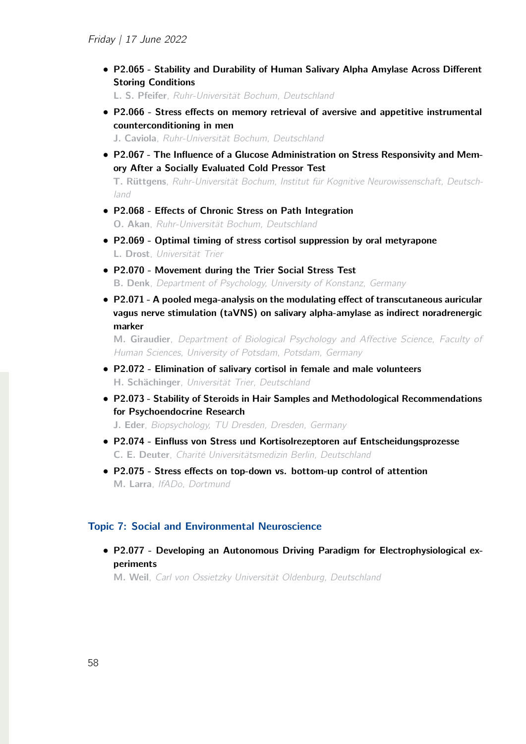- **P2.065 - Stability and Durability of Human Salivary Alpha Amylase Across Different Storing Conditions**
  **L. S. Pfeifer**, *Ruhr-Universität Bochum, Deutschland*
- **P2.066 - Stress effects on memory retrieval of aversive and appetitive instrumental counterconditioning in men**
  **J. Caviola**, *Ruhr-Universität Bochum, Deutschland*
- **P2.067 - The Influence of a Glucose Administration on Stress Responsivity and Memory After a Socially Evaluated Cold Pressor Test**
  **T. Rüttgens**, *Ruhr-Universität Bochum, Institut für Kognitive Neurowissenschaft, Deutschland*
- **P2.068 - Effects of Chronic Stress on Path Integration**
  **O. Akan**, *Ruhr-Universität Bochum, Deutschland*
- **P2.069 - Optimal timing of stress cortisol suppression by oral metyrapone**
  **L. Drost**, *Universität Trier*
- **P2.070 - Movement during the Trier Social Stress Test**
  **B. Denk**, *Department of Psychology, University of Konstanz, Germany*
- **P2.071 - A pooled mega-analysis on the modulating effect of transcutaneous auricular vagus nerve stimulation (taVNS) on salivary alpha-amylase as indirect noradrenergic marker**
  **M. Giraudier**, *Department of Biological Psychology and Affective Science, Faculty of Human Sciences, University of Potsdam, Potsdam, Germany*
- **P2.072 - Elimination of salivary cortisol in female and male volunteers**
  **H. Schächinger**, *Universität Trier, Deutschland*
- **P2.073 - Stability of Steroids in Hair Samples and Methodological Recommendations for Psychoendocrine Research**
  **J. Eder**, *Biopsychology, TU Dresden, Dresden, Germany*
- **P2.074 - Einfluss von Stress und Kortisolrezeptoren auf Entscheidungsprozesse**
  **C. E. Deuter**, *Charité Universitätsmedizin Berlin, Deutschland*
- **P2.075 - Stress effects on top-down vs. bottom-up control of attention**
  **M. Larra**, *IfADo, Dortmund*

### Topic 7: Social and Environmental Neuroscience

- **P2.077 - Developing an Autonomous Driving Paradigm for Electrophysiological experiments**
  **M. Weil**, *Carl von Ossietzky Universität Oldenburg, Deutschland*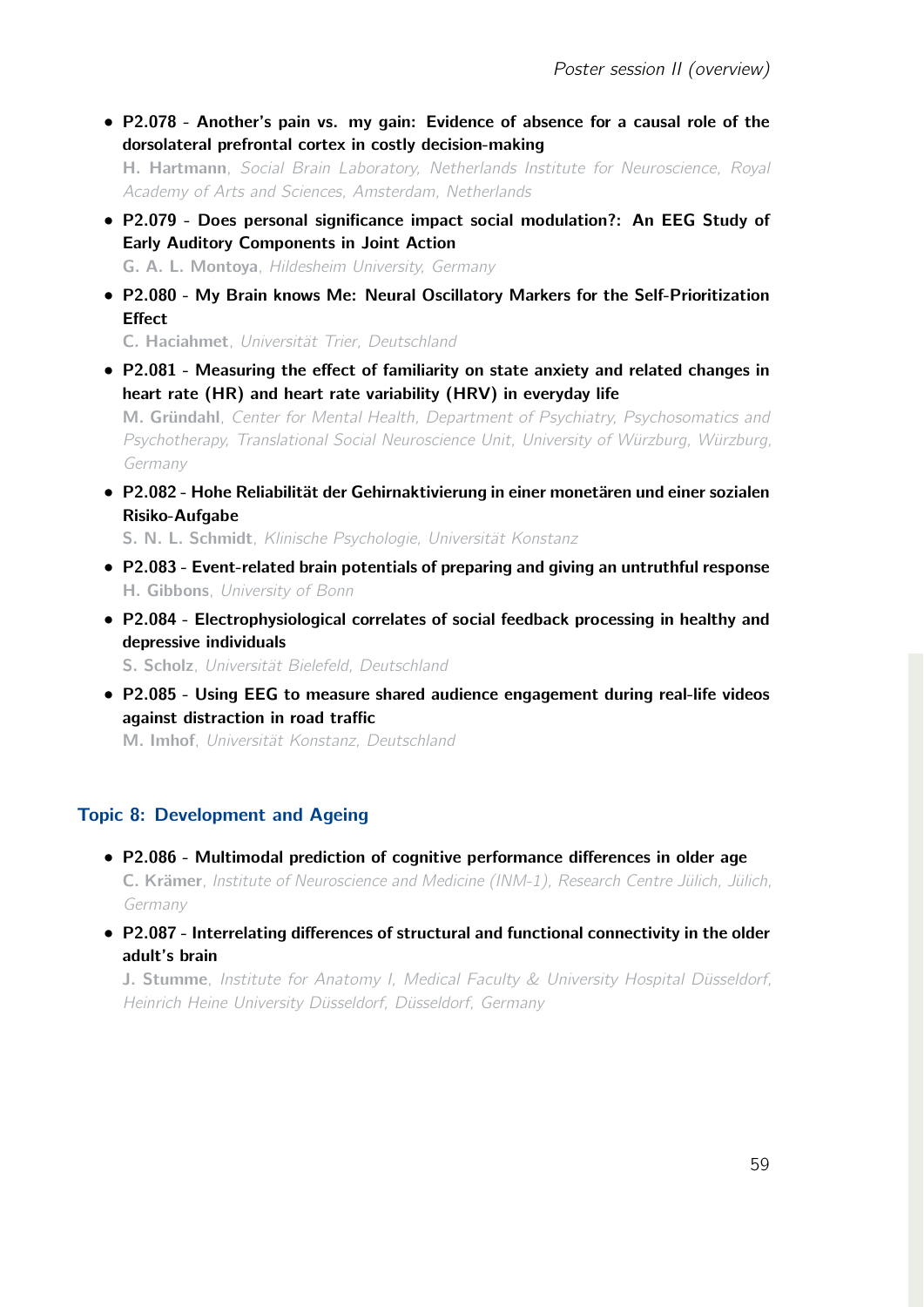- **P2.078 - Another's pain vs. my gain: Evidence of absence for a causal role of the dorsolateral prefrontal cortex in costly decision-making**
  **H. Hartmann**, *Social Brain Laboratory, Netherlands Institute for Neuroscience, Royal Academy of Arts and Sciences, Amsterdam, Netherlands*

- **P2.079 - Does personal significance impact social modulation?: An EEG Study of Early Auditory Components in Joint Action**
  **G. A. L. Montoya**, *Hildesheim University, Germany*

- **P2.080 - My Brain knows Me: Neural Oscillatory Markers for the Self-Prioritization Effect**
  **C. Haciahmet**, *Universität Trier, Deutschland*

- **P2.081 - Measuring the effect of familiarity on state anxiety and related changes in heart rate (HR) and heart rate variability (HRV) in everyday life**
  **M. Gründahl**, *Center for Mental Health, Department of Psychiatry, Psychosomatics and Psychotherapy, Translational Social Neuroscience Unit, University of Würzburg, Würzburg, Germany*

- **P2.082 - Hohe Reliabilität der Gehirnaktivierung in einer monetären und einer sozialen Risiko-Aufgabe**
  **S. N. L. Schmidt**, *Klinische Psychologie, Universität Konstanz*

- **P2.083 - Event-related brain potentials of preparing and giving an untruthful response**
  **H. Gibbons**, *University of Bonn*

- **P2.084 - Electrophysiological correlates of social feedback processing in healthy and depressive individuals**
  **S. Scholz**, *Universität Bielefeld, Deutschland*

- **P2.085 - Using EEG to measure shared audience engagement during real-life videos against distraction in road traffic**
  **M. Imhof**, *Universität Konstanz, Deutschland*

## Topic 8: Development and Ageing

- **P2.086 - Multimodal prediction of cognitive performance differences in older age**
  **C. Krämer**, *Institute of Neuroscience and Medicine (INM-1), Research Centre Jülich, Jülich, Germany*

- **P2.087 - Interrelating differences of structural and functional connectivity in the older adult's brain**
  **J. Stumme**, *Institute for Anatomy I, Medical Faculty & University Hospital Düsseldorf, Heinrich Heine University Düsseldorf, Düsseldorf, Germany*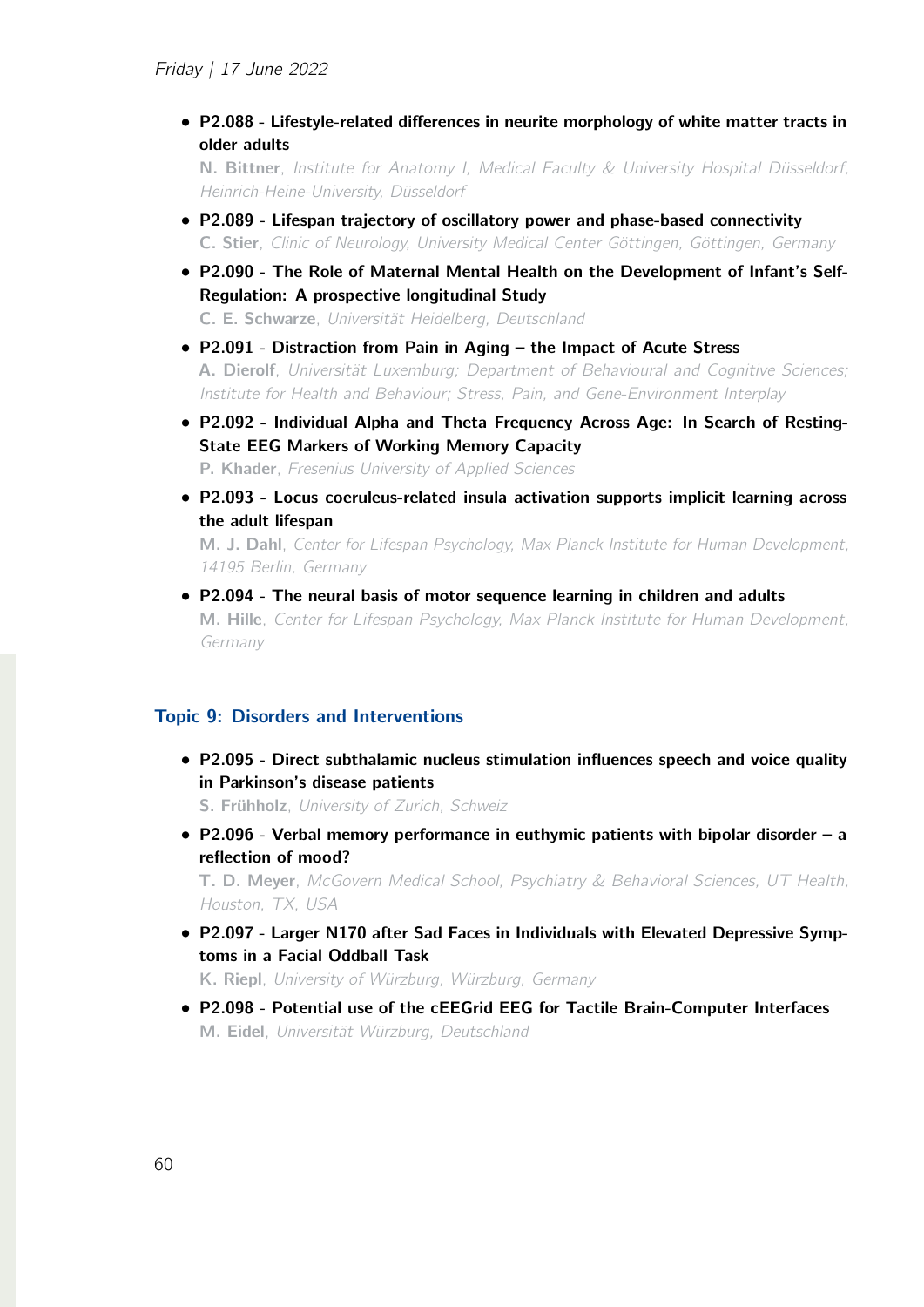- **P2.088 - Lifestyle-related differences in neurite morphology of white matter tracts in older adults**
  **N. Bittner**, *Institute for Anatomy I, Medical Faculty & University Hospital Düsseldorf, Heinrich-Heine-University, Düsseldorf*
- **P2.089 - Lifespan trajectory of oscillatory power and phase-based connectivity**
  **C. Stier**, *Clinic of Neurology, University Medical Center Göttingen, Göttingen, Germany*
- **P2.090 - The Role of Maternal Mental Health on the Development of Infant's Self-Regulation: A prospective longitudinal Study**
  **C. E. Schwarze**, *Universität Heidelberg, Deutschland*
- **P2.091 - Distraction from Pain in Aging – the Impact of Acute Stress**
  **A. Dierolf**, *Universität Luxemburg; Department of Behavioural and Cognitive Sciences; Institute for Health and Behaviour; Stress, Pain, and Gene-Environment Interplay*
- **P2.092 - Individual Alpha and Theta Frequency Across Age: In Search of Resting-State EEG Markers of Working Memory Capacity**
  **P. Khader**, *Fresenius University of Applied Sciences*
- **P2.093 - Locus coeruleus-related insula activation supports implicit learning across the adult lifespan**
  **M. J. Dahl**, *Center for Lifespan Psychology, Max Planck Institute for Human Development, 14195 Berlin, Germany*
- **P2.094 - The neural basis of motor sequence learning in children and adults**
  **M. Hille**, *Center for Lifespan Psychology, Max Planck Institute for Human Development, Germany*

### Topic 9: Disorders and Interventions

- **P2.095 - Direct subthalamic nucleus stimulation influences speech and voice quality in Parkinson's disease patients**
  **S. Frühholz**, *University of Zurich, Schweiz*
- **P2.096 - Verbal memory performance in euthymic patients with bipolar disorder – a reflection of mood?**
  **T. D. Meyer**, *McGovern Medical School, Psychiatry & Behavioral Sciences, UT Health, Houston, TX, USA*
- **P2.097 - Larger N170 after Sad Faces in Individuals with Elevated Depressive Symptoms in a Facial Oddball Task**
  **K. Riepl**, *University of Würzburg, Würzburg, Germany*
- **P2.098 - Potential use of the cEEGrid EEG for Tactile Brain-Computer Interfaces**
  **M. Eidel**, *Universität Würzburg, Deutschland*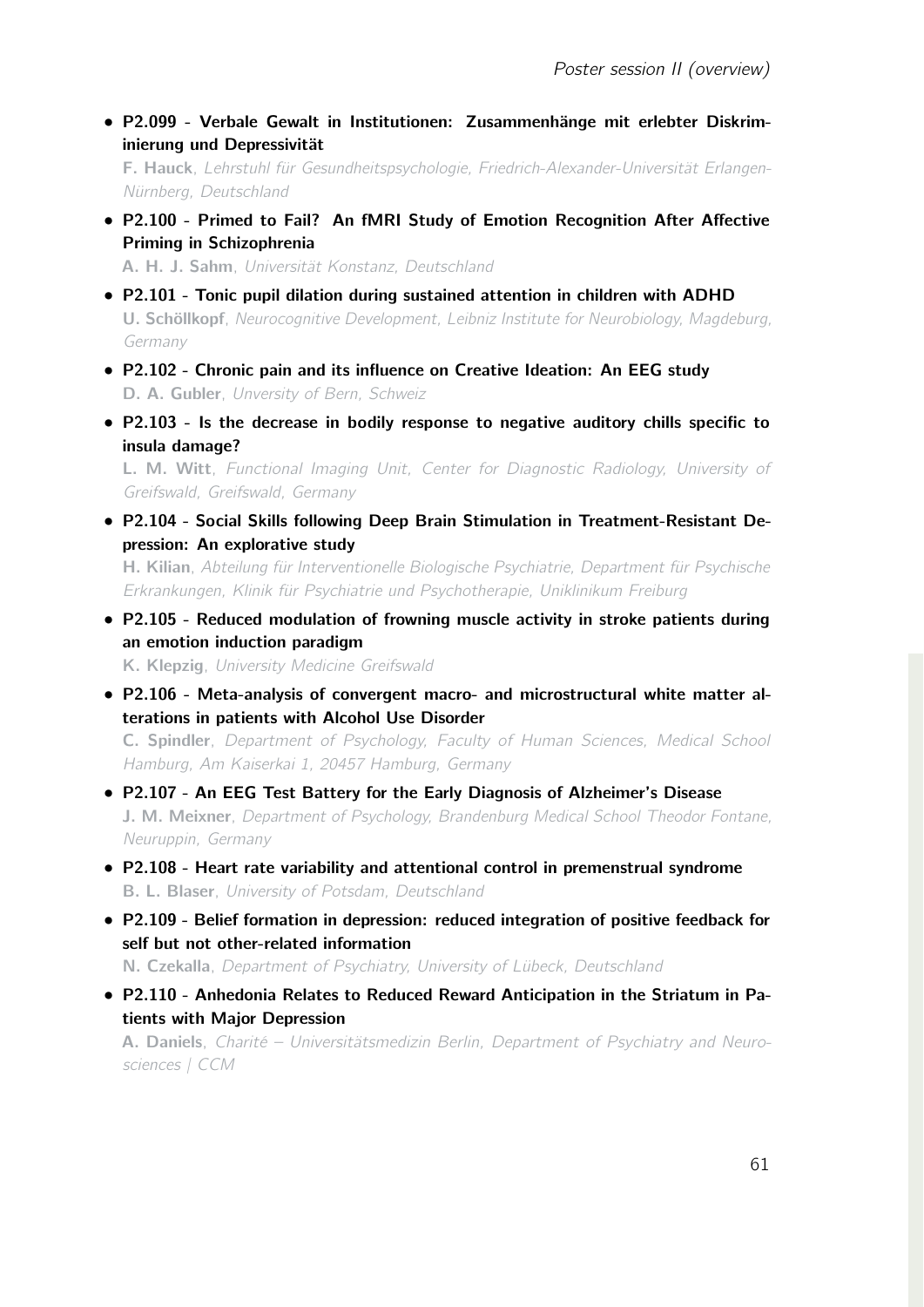- **P2.099 - Verbale Gewalt in Institutionen: Zusammenhänge mit erlebter Diskriminierung und Depressivität**
  **F. Hauck**, *Lehrstuhl für Gesundheitspsychologie, Friedrich-Alexander-Universität Erlangen-Nürnberg, Deutschland*

- **P2.100 - Primed to Fail? An fMRI Study of Emotion Recognition After Affective Priming in Schizophrenia**
  **A. H. J. Sahm**, *Universität Konstanz, Deutschland*

- **P2.101 - Tonic pupil dilation during sustained attention in children with ADHD**
  **U. Schöllkopf**, *Neurocognitive Development, Leibniz Institute for Neurobiology, Magdeburg, Germany*

- **P2.102 - Chronic pain and its influence on Creative Ideation: An EEG study**
  **D. A. Gubler**, *Unversity of Bern, Schweiz*

- **P2.103 - Is the decrease in bodily response to negative auditory chills specific to insula damage?**
  **L. M. Witt**, *Functional Imaging Unit, Center for Diagnostic Radiology, University of Greifswald, Greifswald, Germany*

- **P2.104 - Social Skills following Deep Brain Stimulation in Treatment-Resistant Depression: An explorative study**
  **H. Kilian**, *Abteilung für Interventionelle Biologische Psychiatrie, Department für Psychische Erkrankungen, Klinik für Psychiatrie und Psychotherapie, Uniklinikum Freiburg*

- **P2.105 - Reduced modulation of frowning muscle activity in stroke patients during an emotion induction paradigm**
  **K. Klepzig**, *University Medicine Greifswald*

- **P2.106 - Meta-analysis of convergent macro- and microstructural white matter alterations in patients with Alcohol Use Disorder**
  **C. Spindler**, *Department of Psychology, Faculty of Human Sciences, Medical School Hamburg, Am Kaiserkai 1, 20457 Hamburg, Germany*

- **P2.107 - An EEG Test Battery for the Early Diagnosis of Alzheimer's Disease**
  **J. M. Meixner**, *Department of Psychology, Brandenburg Medical School Theodor Fontane, Neuruppin, Germany*

- **P2.108 - Heart rate variability and attentional control in premenstrual syndrome**
  **B. L. Blaser**, *University of Potsdam, Deutschland*

- **P2.109 - Belief formation in depression: reduced integration of positive feedback for self but not other-related information**
  **N. Czekalla**, *Department of Psychiatry, University of Lübeck, Deutschland*

- **P2.110 - Anhedonia Relates to Reduced Reward Anticipation in the Striatum in Patients with Major Depression**
  **A. Daniels**, *Charité – Universitätsmedizin Berlin, Department of Psychiatry and Neurosciences | CCM*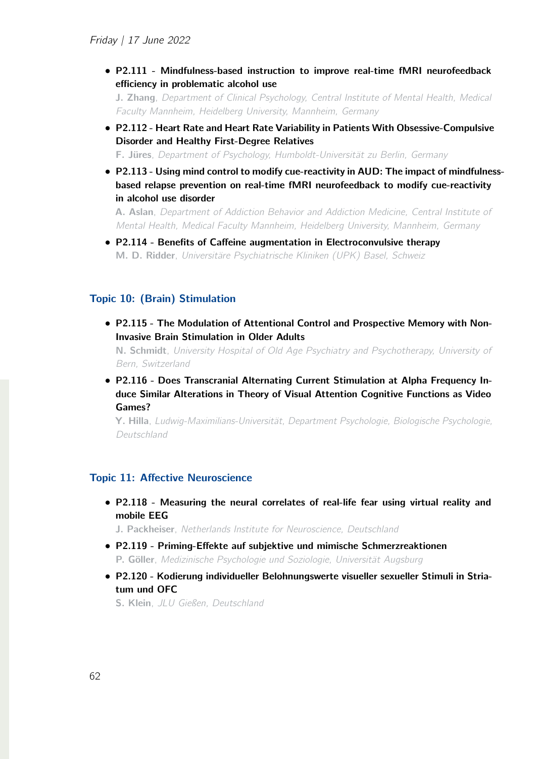- **P2.111 - Mindfulness-based instruction to improve real-time fMRI neurofeedback efficiency in problematic alcohol use**
  **J. Zhang**, *Department of Clinical Psychology, Central Institute of Mental Health, Medical Faculty Mannheim, Heidelberg University, Mannheim, Germany*

- **P2.112 - Heart Rate and Heart Rate Variability in Patients With Obsessive-Compulsive Disorder and Healthy First-Degree Relatives**
  **F. Jüres**, *Department of Psychology, Humboldt-Universität zu Berlin, Germany*

- **P2.113 - Using mind control to modify cue-reactivity in AUD: The impact of mindfulness-based relapse prevention on real-time fMRI neurofeedback to modify cue-reactivity in alcohol use disorder**
  **A. Aslan**, *Department of Addiction Behavior and Addiction Medicine, Central Institute of Mental Health, Medical Faculty Mannheim, Heidelberg University, Mannheim, Germany*

- **P2.114 - Benefits of Caffeine augmentation in Electroconvulsive therapy**
  **M. D. Ridder**, *Universitäre Psychiatrische Kliniken (UPK) Basel, Schweiz*

## Topic 10: (Brain) Stimulation

- **P2.115 - The Modulation of Attentional Control and Prospective Memory with Non-Invasive Brain Stimulation in Older Adults**
  **N. Schmidt**, *University Hospital of Old Age Psychiatry and Psychotherapy, University of Bern, Switzerland*

- **P2.116 - Does Transcranial Alternating Current Stimulation at Alpha Frequency Induce Similar Alterations in Theory of Visual Attention Cognitive Functions as Video Games?**
  **Y. Hilla**, *Ludwig-Maximilians-Universität, Department Psychologie, Biologische Psychologie, Deutschland*

## Topic 11: Affective Neuroscience

- **P2.118 - Measuring the neural correlates of real-life fear using virtual reality and mobile EEG**
  **J. Packheiser**, *Netherlands Institute for Neuroscience, Deutschland*

- **P2.119 - Priming-Effekte auf subjektive und mimische Schmerzreaktionen**
  **P. Göller**, *Medizinische Psychologie und Soziologie, Universität Augsburg*

- **P2.120 - Kodierung individueller Belohnungswerte visueller sexueller Stimuli in Striatum und OFC**
  **S. Klein**, *JLU Gießen, Deutschland*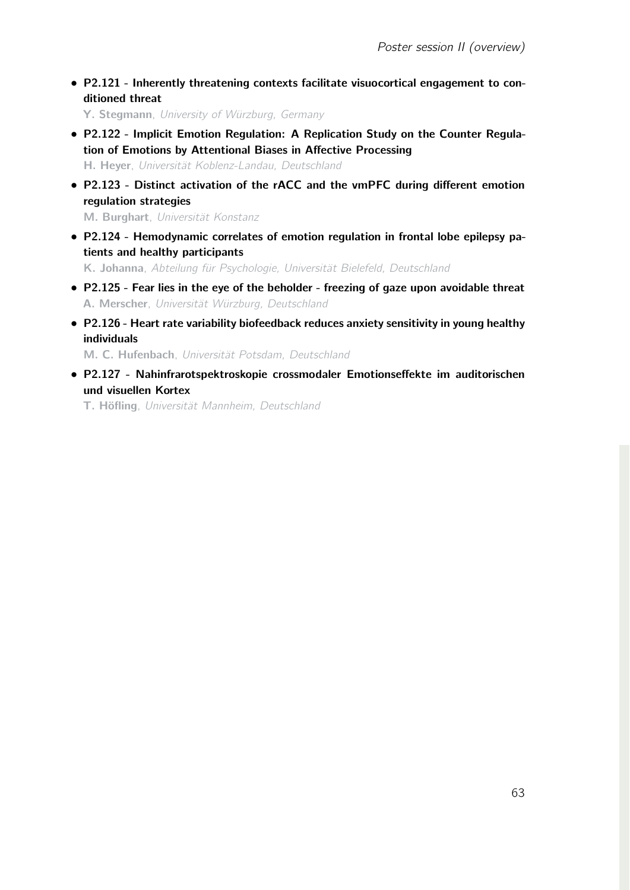- **P2.121 - Inherently threatening contexts facilitate visuocortical engagement to conditioned threat**
  **Y. Stegmann**, *University of Würzburg, Germany*
- **P2.122 - Implicit Emotion Regulation: A Replication Study on the Counter Regulation of Emotions by Attentional Biases in Affective Processing**
  **H. Heyer**, *Universität Koblenz-Landau, Deutschland*
- **P2.123 - Distinct activation of the rACC and the vmPFC during different emotion regulation strategies**
  **M. Burghart**, *Universität Konstanz*
- **P2.124 - Hemodynamic correlates of emotion regulation in frontal lobe epilepsy patients and healthy participants**
  **K. Johanna**, *Abteilung für Psychologie, Universität Bielefeld, Deutschland*
- **P2.125 - Fear lies in the eye of the beholder - freezing of gaze upon avoidable threat**
  **A. Merscher**, *Universität Würzburg, Deutschland*
- **P2.126 - Heart rate variability biofeedback reduces anxiety sensitivity in young healthy individuals**
  **M. C. Hufenbach**, *Universität Potsdam, Deutschland*
- **P2.127 - Nahinfrarotspektroskopie crossmodaler Emotionseffekte im auditorischen und visuellen Kortex**
  **T. Höfling**, *Universität Mannheim, Deutschland*